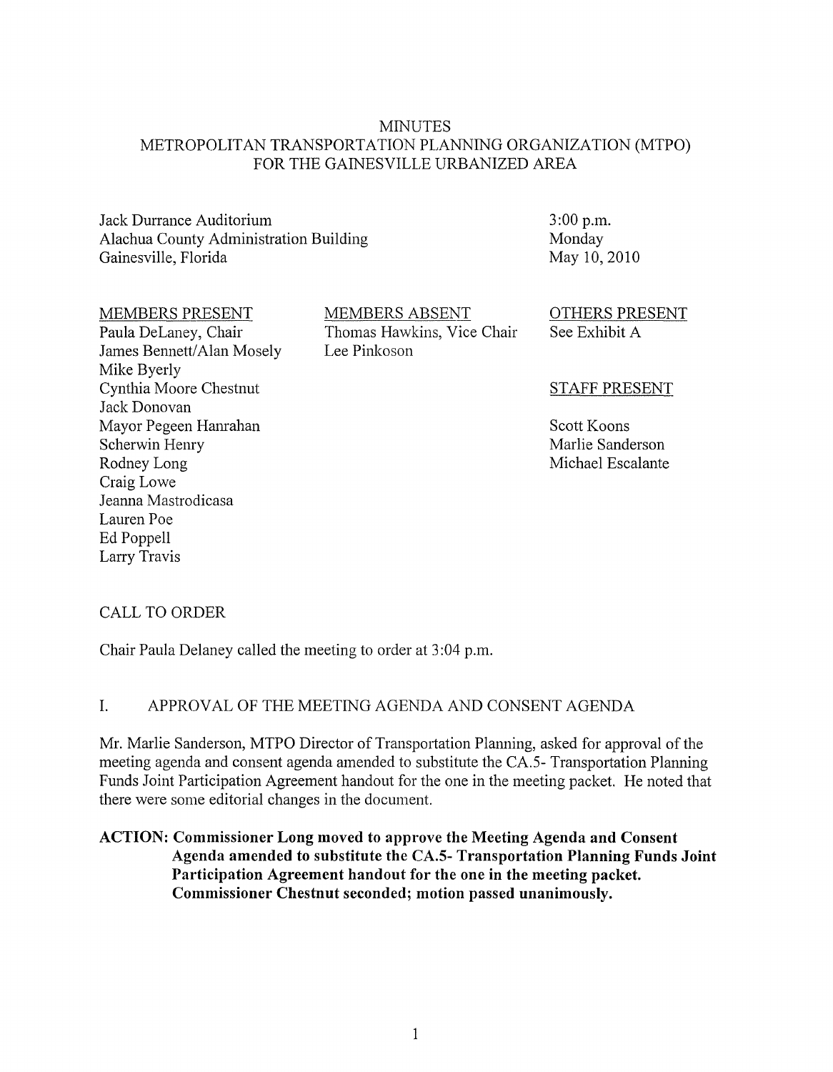# MINUTES
## METROPOLITAN TRANSPORTATION PLANNING ORGANIZATION (MTPO) FOR THE GAINESVILLE URBANIZED AREA

Jack Durrance Auditorium
Alachua County Administration Building
Gainesville, Florida

3:00 p.m.
Monday
May 10, 2010

| MEMBERS PRESENT | MEMBERS ABSENT | OTHERS PRESENT |
|---|---|---|
| Paula DeLaney, Chair | Thomas Hawkins, Vice Chair | See Exhibit A |
| James Bennett/Alan Mosely | Lee Pinkoson | |
| Mike Byerly | | |
| Cynthia Moore Chestnut | | STAFF PRESENT |
| Jack Donovan | | |
| Mayor Pegeen Hanrahan | | Scott Koons |
| Scherwin Henry | | Marlie Sanderson |
| Rodney Long | | Michael Escalante |
| Craig Lowe | | |
| Jeanna Mastrodicasa | | |
| Lauren Poe | | |
| Ed Poppell | | |
| Larry Travis | | |

CALL TO ORDER

Chair Paula Delaney called the meeting to order at 3:04 p.m.

I. APPROVAL OF THE MEETING AGENDA AND CONSENT AGENDA

Mr. Marlie Sanderson, MTPO Director of Transportation Planning, asked for approval of the meeting agenda and consent agenda amended to substitute the CA.5- Transportation Planning Funds Joint Participation Agreement handout for the one in the meeting packet. He noted that there were some editorial changes in the document.

**ACTION: Commissioner Long moved to approve the Meeting Agenda and Consent Agenda amended to substitute the CA.5- Transportation Planning Funds Joint Participation Agreement handout for the one in the meeting packet. Commissioner Chestnut seconded; motion passed unanimously.**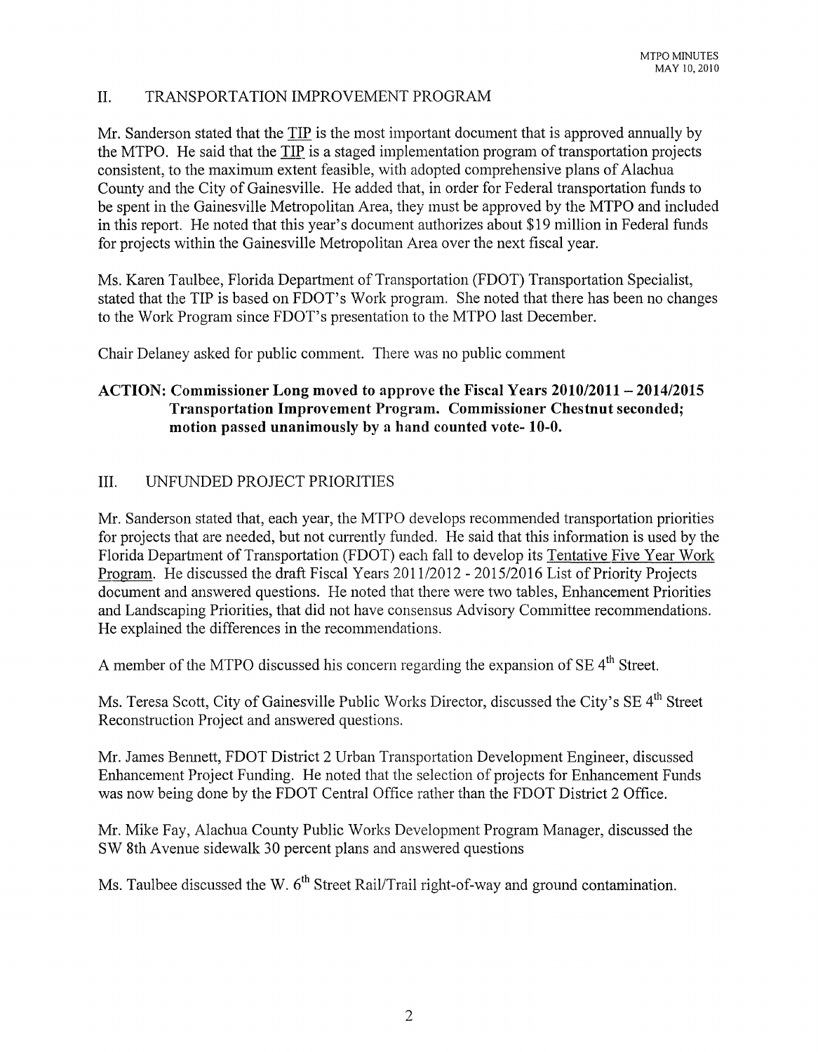## II. TRANSPORTATION IMPROVEMENT PROGRAM

Mr. Sanderson stated that the TIP is the most important document that is approved annually by the MTPO. He said that the TIP is a staged implementation program of transportation projects consistent, to the maximum extent feasible, with adopted comprehensive plans of Alachua County and the City of Gainesville. He added that, in order for Federal transportation funds to be spent in the Gainesville Metropolitan Area, they must be approved by the MTPO and included in this report. He noted that this year's document authorizes about $19 million in Federal funds for projects within the Gainesville Metropolitan Area over the next fiscal year.

Ms. Karen Taulbee, Florida Department of Transportation (FDOT) Transportation Specialist, stated that the TIP is based on FDOT's Work program. She noted that there has been no changes to the Work Program since FDOT's presentation to the MTPO last December.

Chair Delaney asked for public comment. There was no public comment

**ACTION: Commissioner Long moved to approve the Fiscal Years 2010/2011 – 2014/2015 Transportation Improvement Program. Commissioner Chestnut seconded; motion passed unanimously by a hand counted vote- 10-0.**

## III. UNFUNDED PROJECT PRIORITIES

Mr. Sanderson stated that, each year, the MTPO develops recommended transportation priorities for projects that are needed, but not currently funded. He said that this information is used by the Florida Department of Transportation (FDOT) each fall to develop its Tentative Five Year Work Program. He discussed the draft Fiscal Years 2011/2012 - 2015/2016 List of Priority Projects document and answered questions. He noted that there were two tables, Enhancement Priorities and Landscaping Priorities, that did not have consensus Advisory Committee recommendations. He explained the differences in the recommendations.

A member of the MTPO discussed his concern regarding the expansion of SE 4th Street.

Ms. Teresa Scott, City of Gainesville Public Works Director, discussed the City's SE 4th Street Reconstruction Project and answered questions.

Mr. James Bennett, FDOT District 2 Urban Transportation Development Engineer, discussed Enhancement Project Funding. He noted that the selection of projects for Enhancement Funds was now being done by the FDOT Central Office rather than the FDOT District 2 Office.

Mr. Mike Fay, Alachua County Public Works Development Program Manager, discussed the SW 8th Avenue sidewalk 30 percent plans and answered questions

Ms. Taulbee discussed the W. 6th Street Rail/Trail right-of-way and ground contamination.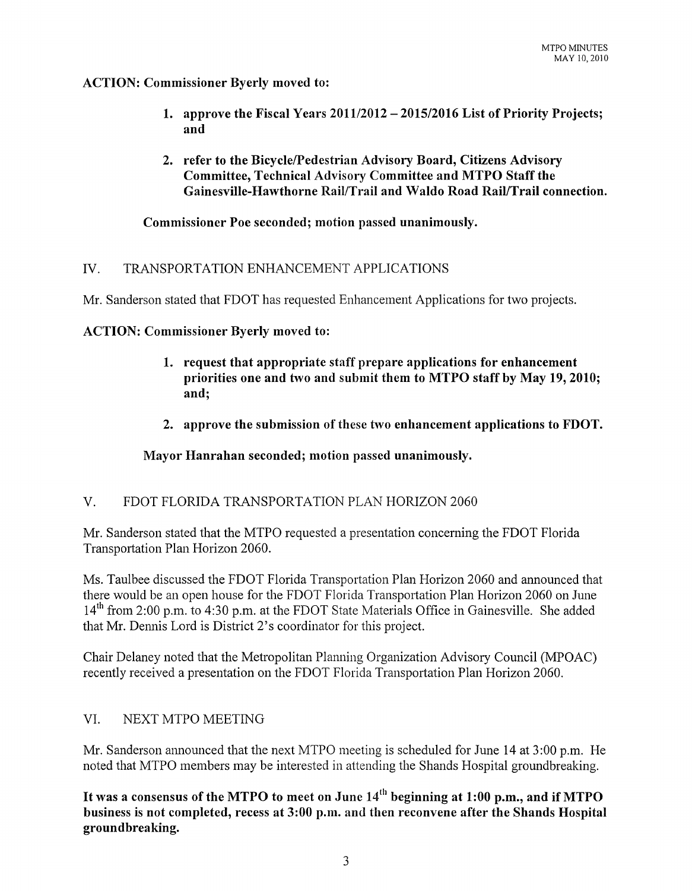**ACTION: Commissioner Byerly moved to:**

> 1. **approve the Fiscal Years 2011/2012 – 2015/2016 List of Priority Projects; and**
>
> 2. **refer to the Bicycle/Pedestrian Advisory Board, Citizens Advisory Committee, Technical Advisory Committee and MTPO Staff the Gainesville-Hawthorne Rail/Trail and Waldo Road Rail/Trail connection.**

**Commissioner Poe seconded; motion passed unanimously.**

## IV. TRANSPORTATION ENHANCEMENT APPLICATIONS

Mr. Sanderson stated that FDOT has requested Enhancement Applications for two projects.

**ACTION: Commissioner Byerly moved to:**

> 1. **request that appropriate staff prepare applications for enhancement priorities one and two and submit them to MTPO staff by May 19, 2010; and;**
>
> 2. **approve the submission of these two enhancement applications to FDOT.**

**Mayor Hanrahan seconded; motion passed unanimously.**

## V. FDOT FLORIDA TRANSPORTATION PLAN HORIZON 2060

Mr. Sanderson stated that the MTPO requested a presentation concerning the FDOT Florida Transportation Plan Horizon 2060.

Ms. Taulbee discussed the FDOT Florida Transportation Plan Horizon 2060 and announced that there would be an open house for the FDOT Florida Transportation Plan Horizon 2060 on June 14th from 2:00 p.m. to 4:30 p.m. at the FDOT State Materials Office in Gainesville. She added that Mr. Dennis Lord is District 2's coordinator for this project.

Chair Delaney noted that the Metropolitan Planning Organization Advisory Council (MPOAC) recently received a presentation on the FDOT Florida Transportation Plan Horizon 2060.

## VI. NEXT MTPO MEETING

Mr. Sanderson announced that the next MTPO meeting is scheduled for June 14 at 3:00 p.m. He noted that MTPO members may be interested in attending the Shands Hospital groundbreaking.

**It was a consensus of the MTPO to meet on June 14th beginning at 1:00 p.m., and if MTPO business is not completed, recess at 3:00 p.m. and then reconvene after the Shands Hospital groundbreaking.**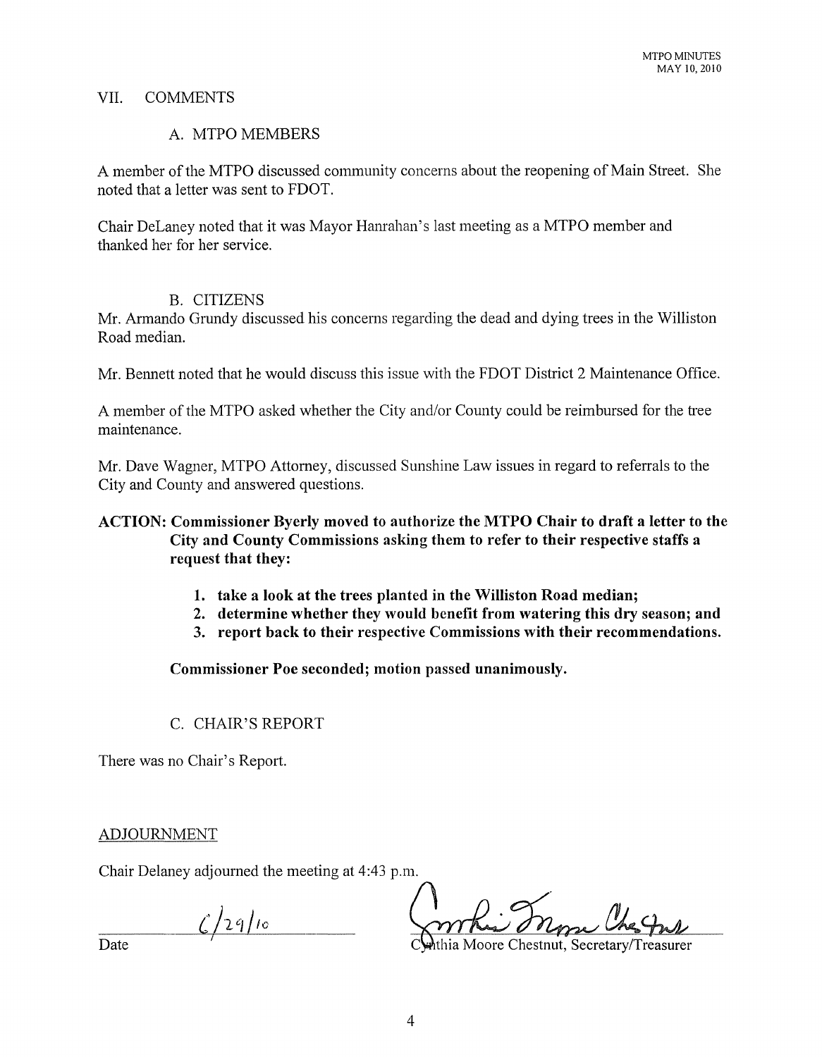## VII. COMMENTS

### A. MTPO MEMBERS

A member of the MTPO discussed community concerns about the reopening of Main Street. She noted that a letter was sent to FDOT.

Chair DeLaney noted that it was Mayor Hanrahan's last meeting as a MTPO member and thanked her for her service.

### B. CITIZENS

Mr. Armando Grundy discussed his concerns regarding the dead and dying trees in the Williston Road median.

Mr. Bennett noted that he would discuss this issue with the FDOT District 2 Maintenance Office.

A member of the MTPO asked whether the City and/or County could be reimbursed for the tree maintenance.

Mr. Dave Wagner, MTPO Attorney, discussed Sunshine Law issues in regard to referrals to the City and County and answered questions.

**ACTION: Commissioner Byerly moved to authorize the MTPO Chair to draft a letter to the City and County Commissions asking them to refer to their respective staffs a request that they:**

1. **take a look at the trees planted in the Williston Road median;**
2. **determine whether they would benefit from watering this dry season; and**
3. **report back to their respective Commissions with their recommendations.**

**Commissioner Poe seconded; motion passed unanimously.**

### C. CHAIR'S REPORT

There was no Chair's Report.

ADJOURNMENT

Chair Delaney adjourned the meeting at 4:43 p.m.

6/29/10
Date

Cynthia Moore Chestnut, Secretary/Treasurer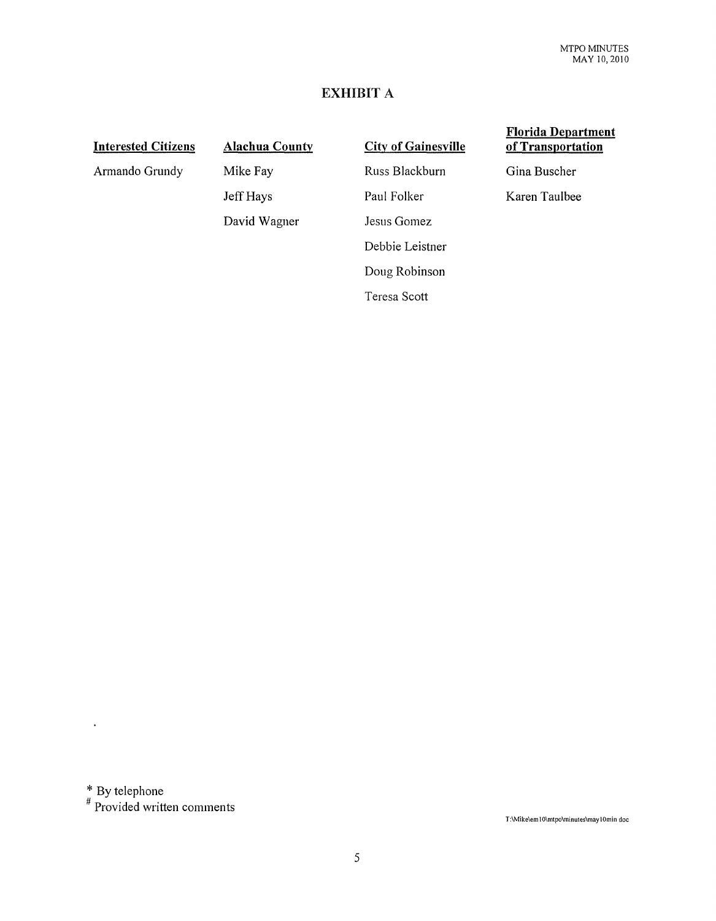# EXHIBIT A

| Interested Citizens | Alachua County | City of Gainesville | Florida Department of Transportation |
|---|---|---|---|
| Armando Grundy | Mike Fay | Russ Blackburn | Gina Buscher |
| | Jeff Hays | Paul Folker | Karen Taulbee |
| | David Wagner | Jesus Gomez | |
| | | Debbie Leistner | |
| | | Doug Robinson | |
| | | Teresa Scott | |

* By telephone
# Provided written comments

T:\Mike\em10\mtpo\minutes\may10min doc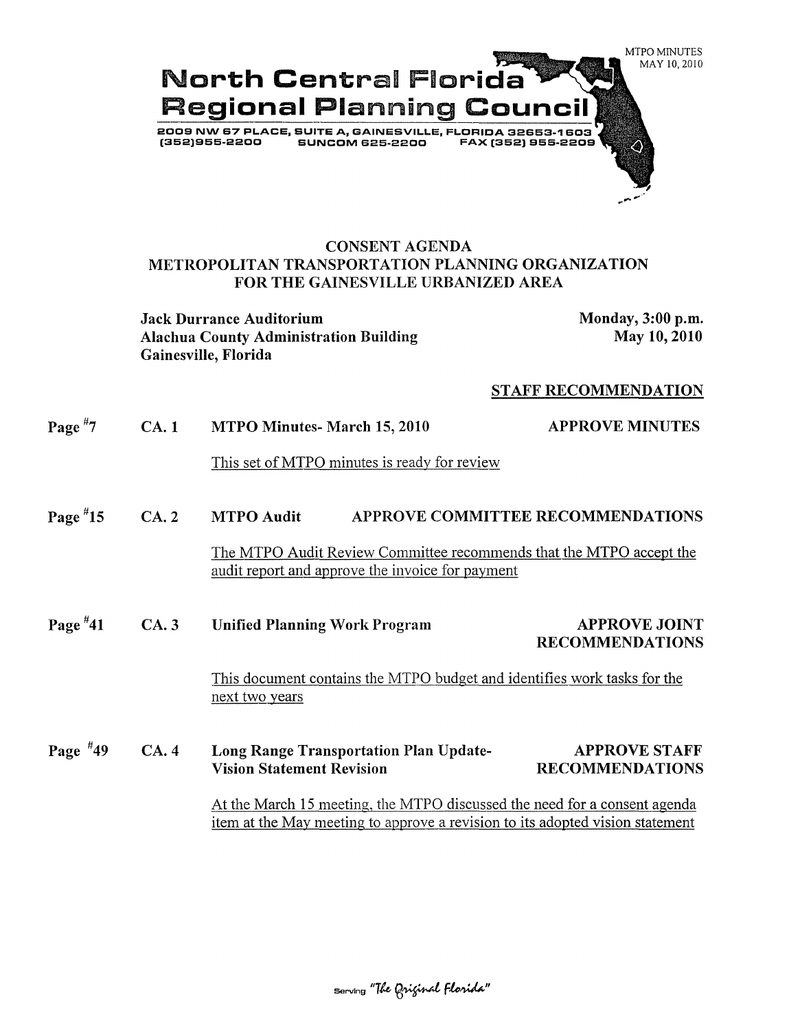MTPO MINUTES
MAY 10, 2010

**North Central Florida Regional Planning Council**

2009 NW 67 PLACE, SUITE A, GAINESVILLE, FLORIDA 32653-1603
(352)955-2200 SUNCOM 625-2200 FAX (352) 955-2209

## CONSENT AGENDA
## METROPOLITAN TRANSPORTATION PLANNING ORGANIZATION FOR THE GAINESVILLE URBANIZED AREA

**Jack Durrance Auditorium**
**Alachua County Administration Building**
**Gainesville, Florida**

**Monday, 3:00 p.m.**
**May 10, 2010**

**STAFF RECOMMENDATION**

**Page #7** **CA. 1** **MTPO Minutes- March 15, 2010** **APPROVE MINUTES**

This set of MTPO minutes is ready for review

**Page #15** **CA. 2** **MTPO Audit** **APPROVE COMMITTEE RECOMMENDATIONS**

The MTPO Audit Review Committee recommends that the MTPO accept the audit report and approve the invoice for payment

**Page #41** **CA. 3** **Unified Planning Work Program** **APPROVE JOINT RECOMMENDATIONS**

This document contains the MTPO budget and identifies work tasks for the next two years

**Page #49** **CA. 4** **Long Range Transportation Plan Update- Vision Statement Revision** **APPROVE STAFF RECOMMENDATIONS**

At the March 15 meeting, the MTPO discussed the need for a consent agenda item at the May meeting to approve a revision to its adopted vision statement

Serving "The Original Florida"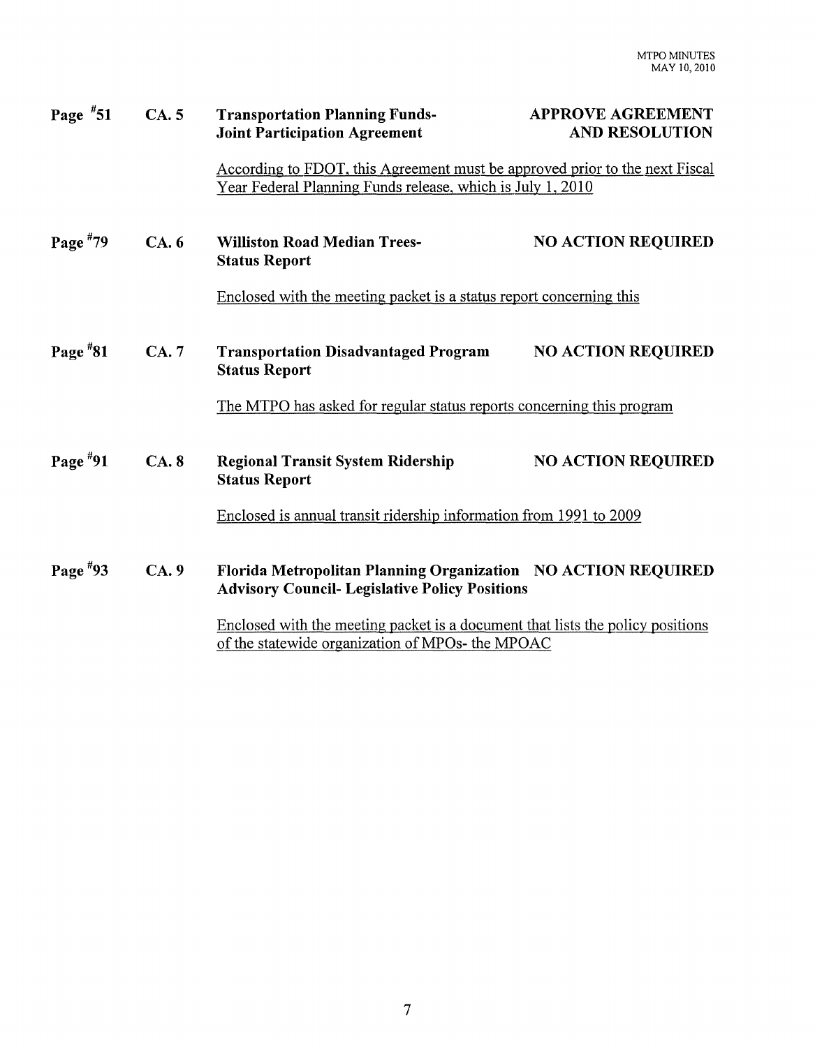**Page #51 CA. 5 Transportation Planning Funds- Joint Participation Agreement — APPROVE AGREEMENT AND RESOLUTION**

According to FDOT, this Agreement must be approved prior to the next Fiscal Year Federal Planning Funds release, which is July 1, 2010

**Page #79 CA. 6 Williston Road Median Trees- Status Report — NO ACTION REQUIRED**

Enclosed with the meeting packet is a status report concerning this

**Page #81 CA. 7 Transportation Disadvantaged Program Status Report — NO ACTION REQUIRED**

The MTPO has asked for regular status reports concerning this program

**Page #91 CA. 8 Regional Transit System Ridership Status Report — NO ACTION REQUIRED**

Enclosed is annual transit ridership information from 1991 to 2009

**Page #93 CA. 9 Florida Metropolitan Planning Organization Advisory Council- Legislative Policy Positions — NO ACTION REQUIRED**

Enclosed with the meeting packet is a document that lists the policy positions of the statewide organization of MPOs- the MPOAC